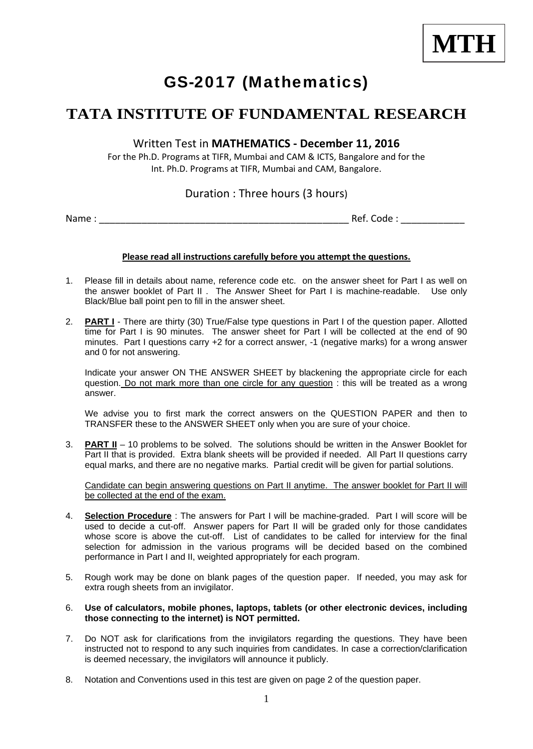**MTH**

# GS-2017 (Mathematics)

# TATA INSTITUTE OF FUNDAMENTAL RESEARCH

Written Test in **MATHEMATICS - December 11, 2016**

For the Ph.D. Programs at TIFR, Mumbai and CAM & ICTS, Bangalore and for the Int. Ph.D. Programs at TIFR, Mumbai and CAM, Bangalore.

Duration : Three hours (3 hours)

Name : \_\_\_\_\_\_\_\_\_\_\_\_\_\_\_\_\_\_\_\_\_\_\_\_\_\_\_\_\_\_\_\_\_\_\_\_\_\_\_\_\_\_\_\_\_\_\_\_ Ref. Code : \_\_\_\_\_\_\_\_\_\_\_\_

**Please read all instructions carefully before you attempt the questions.**

1. Please fill in details about name, reference code etc. on the answer sheet for Part I as well on the answer booklet of Part II . The Answer Sheet for Part I is machine-readable. Use only Black/Blue ball point pen to fill in the answer sheet.

2. **PART I** - There are thirty (30) True/False type questions in Part I of the question paper. Allotted time for Part I is 90 minutes. The answer sheet for Part I will be collected at the end of 90 minutes. Part I questions carry +2 for a correct answer, -1 (negative marks) for a wrong answer and 0 for not answering.

   Indicate your answer ON THE ANSWER SHEET by blackening the appropriate circle for each question. Do not mark more than one circle for any question : this will be treated as a wrong answer.

   We advise you to first mark the correct answers on the QUESTION PAPER and then to TRANSFER these to the ANSWER SHEET only when you are sure of your choice.

3. **PART II** – 10 problems to be solved. The solutions should be written in the Answer Booklet for Part II that is provided. Extra blank sheets will be provided if needed. All Part II questions carry equal marks, and there are no negative marks. Partial credit will be given for partial solutions.

   Candidate can begin answering questions on Part II anytime. The answer booklet for Part II will be collected at the end of the exam.

4. **Selection Procedure** : The answers for Part I will be machine-graded. Part I will score will be used to decide a cut-off. Answer papers for Part II will be graded only for those candidates whose score is above the cut-off. List of candidates to be called for interview for the final selection for admission in the various programs will be decided based on the combined performance in Part I and II, weighted appropriately for each program.

5. Rough work may be done on blank pages of the question paper. If needed, you may ask for extra rough sheets from an invigilator.

6. **Use of calculators, mobile phones, laptops, tablets (or other electronic devices, including those connecting to the internet) is NOT permitted.**

7. Do NOT ask for clarifications from the invigilators regarding the questions. They have been instructed not to respond to any such inquiries from candidates. In case a correction/clarification is deemed necessary, the invigilators will announce it publicly.

8. Notation and Conventions used in this test are given on page 2 of the question paper.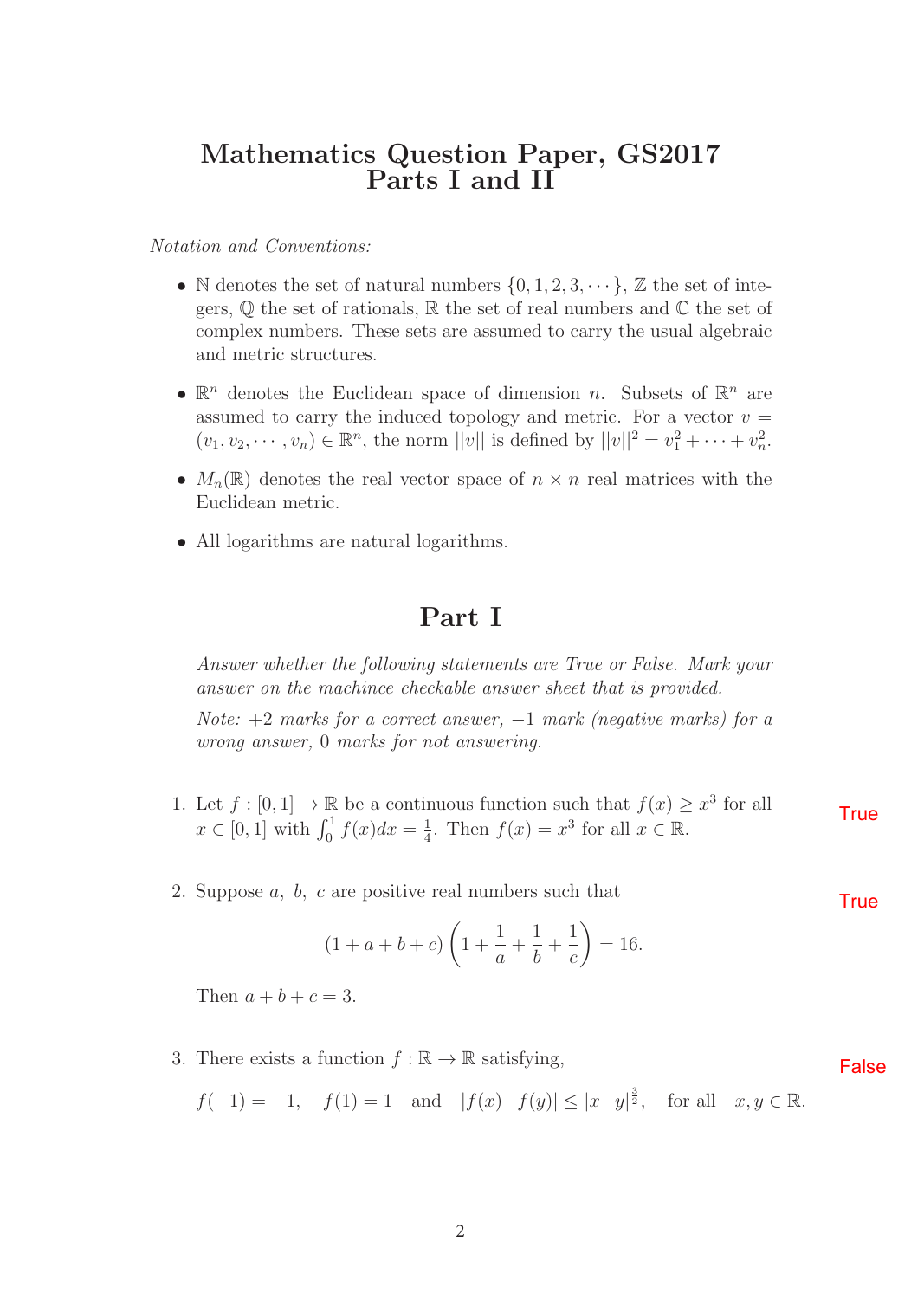# Mathematics Question Paper, GS2017
# Parts I and II

*Notation and Conventions:*

- $\mathbb{N}$ denotes the set of natural numbers $\{0, 1, 2, 3, \cdots\}$, $\mathbb{Z}$ the set of integers, $\mathbb{Q}$ the set of rationals, $\mathbb{R}$ the set of real numbers and $\mathbb{C}$ the set of complex numbers. These sets are assumed to carry the usual algebraic and metric structures.

- $\mathbb{R}^n$ denotes the Euclidean space of dimension $n$. Subsets of $\mathbb{R}^n$ are assumed to carry the induced topology and metric. For a vector $v = (v_1, v_2, \cdots, v_n) \in \mathbb{R}^n$, the norm $||v||$ is defined by $||v||^2 = v_1^2 + \cdots + v_n^2$.

- $M_n(\mathbb{R})$ denotes the real vector space of $n \times n$ real matrices with the Euclidean metric.

- All logarithms are natural logarithms.

## Part I

*Answer whether the following statements are True or False. Mark your answer on the machince checkable answer sheet that is provided.*

*Note: +2 marks for a correct answer, −1 mark (negative marks) for a wrong answer, 0 marks for not answering.*

1. Let $f : [0, 1] \to \mathbb{R}$ be a continuous function such that $f(x) \geq x^3$ for all $x \in [0, 1]$ with $\int_0^1 f(x)dx = \frac{1}{4}$. Then $f(x) = x^3$ for all $x \in \mathbb{R}$. True

2. Suppose $a,\ b,\ c$ are positive real numbers such that True

$$(1 + a + b + c)\left(1 + \frac{1}{a} + \frac{1}{b} + \frac{1}{c}\right) = 16.$$

   Then $a + b + c = 3$.

3. There exists a function $f : \mathbb{R} \to \mathbb{R}$ satisfying, False

$$f(-1) = -1, \quad f(1) = 1 \quad \text{and} \quad |f(x) - f(y)| \leq |x - y|^{\frac{3}{2}}, \quad \text{for all} \quad x, y \in \mathbb{R}.$$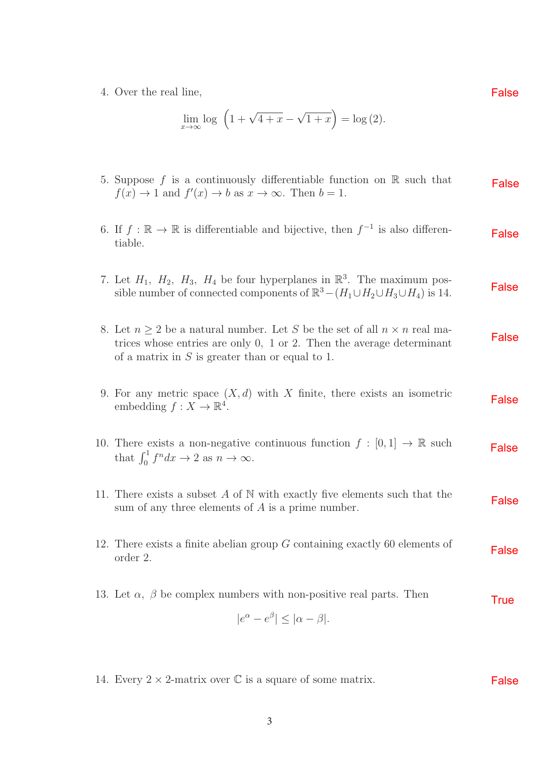4. Over the real line,

$$\lim_{x\to\infty} \log\left(1+\sqrt{4+x}-\sqrt{1+x}\right) = \log(2).$$

False

5. Suppose $f$ is a continuously differentiable function on $\mathbb{R}$ such that $f(x) \to 1$ and $f'(x) \to b$ as $x \to \infty$. Then $b = 1$.

False

6. If $f : \mathbb{R} \to \mathbb{R}$ is differentiable and bijective, then $f^{-1}$ is also differentiable.

False

7. Let $H_1,\ H_2,\ H_3,\ H_4$ be four hyperplanes in $\mathbb{R}^3$. The maximum possible number of connected components of $\mathbb{R}^3 - (H_1 \cup H_2 \cup H_3 \cup H_4)$ is 14.

False

8. Let $n \geq 2$ be a natural number. Let $S$ be the set of all $n \times n$ real matrices whose entries are only 0, 1 or 2. Then the average determinant of a matrix in $S$ is greater than or equal to 1.

False

9. For any metric space $(X, d)$ with $X$ finite, there exists an isometric embedding $f : X \to \mathbb{R}^4$.

False

10. There exists a non-negative continuous function $f : [0,1] \to \mathbb{R}$ such that $\int_0^1 f^n dx \to 2$ as $n \to \infty$.

False

11. There exists a subset $A$ of $\mathbb{N}$ with exactly five elements such that the sum of any three elements of $A$ is a prime number.

False

12. There exists a finite abelian group $G$ containing exactly 60 elements of order 2.

False

13. Let $\alpha,\ \beta$ be complex numbers with non-positive real parts. Then

$$|e^{\alpha} - e^{\beta}| \leq |\alpha - \beta|.$$

True

14. Every $2 \times 2$-matrix over $\mathbb{C}$ is a square of some matrix.

False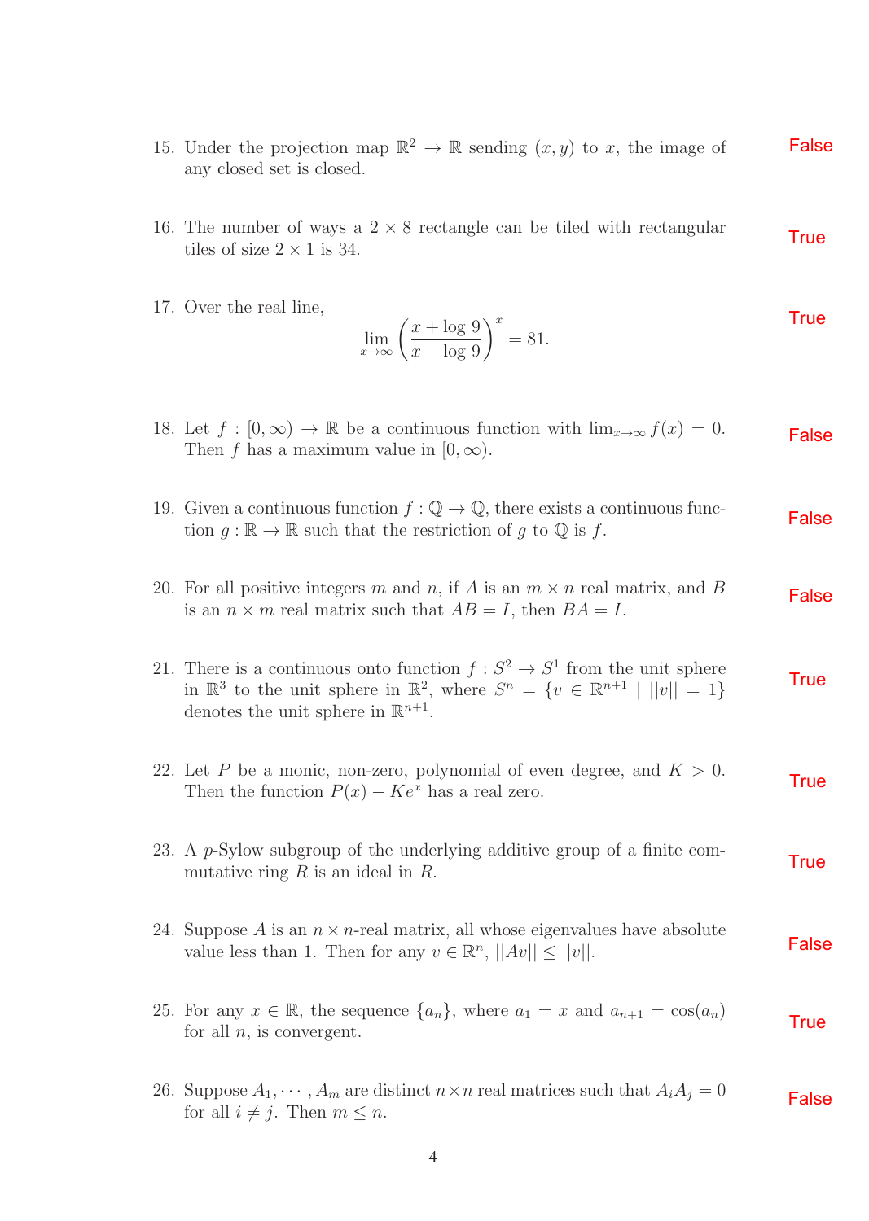15. Under the projection map $\mathbb{R}^2 \to \mathbb{R}$ sending $(x, y)$ to $x$, the image of any closed set is closed. **False**

16. The number of ways a $2 \times 8$ rectangle can be tiled with rectangular tiles of size $2 \times 1$ is 34. **True**

17. Over the real line,

$$\lim_{x \to \infty} \left( \frac{x + \log 9}{x - \log 9} \right)^x = 81.$$

**True**

18. Let $f : [0, \infty) \to \mathbb{R}$ be a continuous function with $\lim_{x \to \infty} f(x) = 0$. Then $f$ has a maximum value in $[0, \infty)$. **False**

19. Given a continuous function $f : \mathbb{Q} \to \mathbb{Q}$, there exists a continuous function $g : \mathbb{R} \to \mathbb{R}$ such that the restriction of $g$ to $\mathbb{Q}$ is $f$. **False**

20. For all positive integers $m$ and $n$, if $A$ is an $m \times n$ real matrix, and $B$ is an $n \times m$ real matrix such that $AB = I$, then $BA = I$. **False**

21. There is a continuous onto function $f : S^2 \to S^1$ from the unit sphere in $\mathbb{R}^3$ to the unit sphere in $\mathbb{R}^2$, where $S^n = \{v \in \mathbb{R}^{n+1} \mid ||v|| = 1\}$ denotes the unit sphere in $\mathbb{R}^{n+1}$. **True**

22. Let $P$ be a monic, non-zero, polynomial of even degree, and $K > 0$. Then the function $P(x) - Ke^x$ has a real zero. **True**

23. A $p$-Sylow subgroup of the underlying additive group of a finite commutative ring $R$ is an ideal in $R$. **True**

24. Suppose $A$ is an $n \times n$-real matrix, all whose eigenvalues have absolute value less than 1. Then for any $v \in \mathbb{R}^n$, $||Av|| \leq ||v||$. **False**

25. For any $x \in \mathbb{R}$, the sequence $\{a_n\}$, where $a_1 = x$ and $a_{n+1} = \cos(a_n)$ for all $n$, is convergent. **True**

26. Suppose $A_1, \cdots, A_m$ are distinct $n \times n$ real matrices such that $A_i A_j = 0$ for all $i \neq j$. Then $m \leq n$. **False**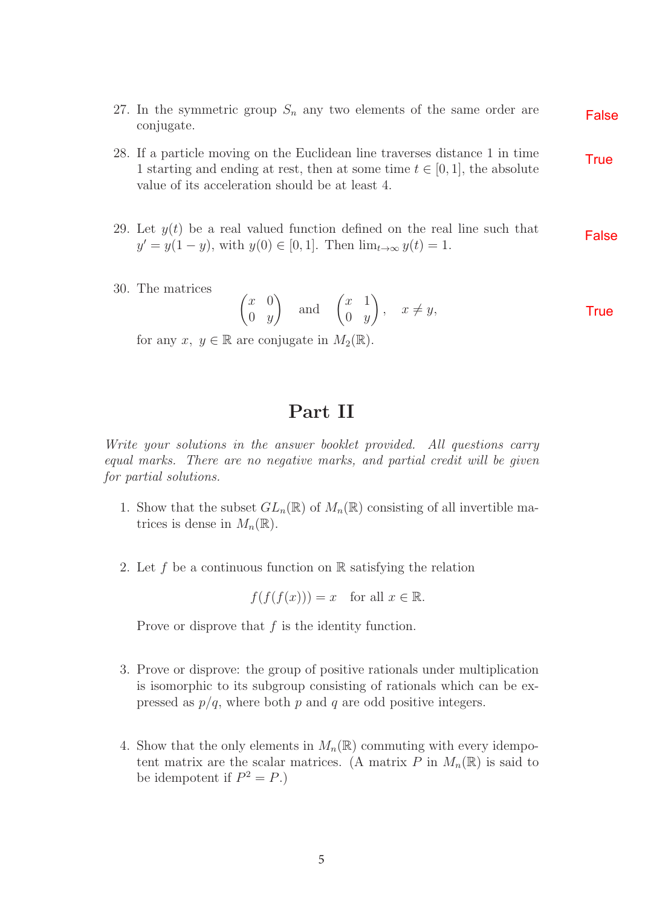27. In the symmetric group $S_n$ any two elements of the same order are conjugate. False

28. If a particle moving on the Euclidean line traverses distance 1 in time 1 starting and ending at rest, then at some time $t \in [0,1]$, the absolute value of its acceleration should be at least 4. True

29. Let $y(t)$ be a real valued function defined on the real line such that $y' = y(1-y)$, with $y(0) \in [0,1]$. Then $\lim_{t\to\infty} y(t) = 1$. False

30. The matrices

$$\begin{pmatrix} x & 0 \\ 0 & y \end{pmatrix} \quad \text{and} \quad \begin{pmatrix} x & 1 \\ 0 & y \end{pmatrix}, \quad x \neq y,$$

for any $x,\ y \in \mathbb{R}$ are conjugate in $M_2(\mathbb{R})$. True

# Part II

*Write your solutions in the answer booklet provided. All questions carry equal marks. There are no negative marks, and partial credit will be given for partial solutions.*

1. Show that the subset $GL_n(\mathbb{R})$ of $M_n(\mathbb{R})$ consisting of all invertible matrices is dense in $M_n(\mathbb{R})$.

2. Let $f$ be a continuous function on $\mathbb{R}$ satisfying the relation

$$f(f(f(x))) = x \quad \text{for all } x \in \mathbb{R}.$$

Prove or disprove that $f$ is the identity function.

3. Prove or disprove: the group of positive rationals under multiplication is isomorphic to its subgroup consisting of rationals which can be expressed as $p/q$, where both $p$ and $q$ are odd positive integers.

4. Show that the only elements in $M_n(\mathbb{R})$ commuting with every idempotent matrix are the scalar matrices. (A matrix $P$ in $M_n(\mathbb{R})$ is said to be idempotent if $P^2 = P$.)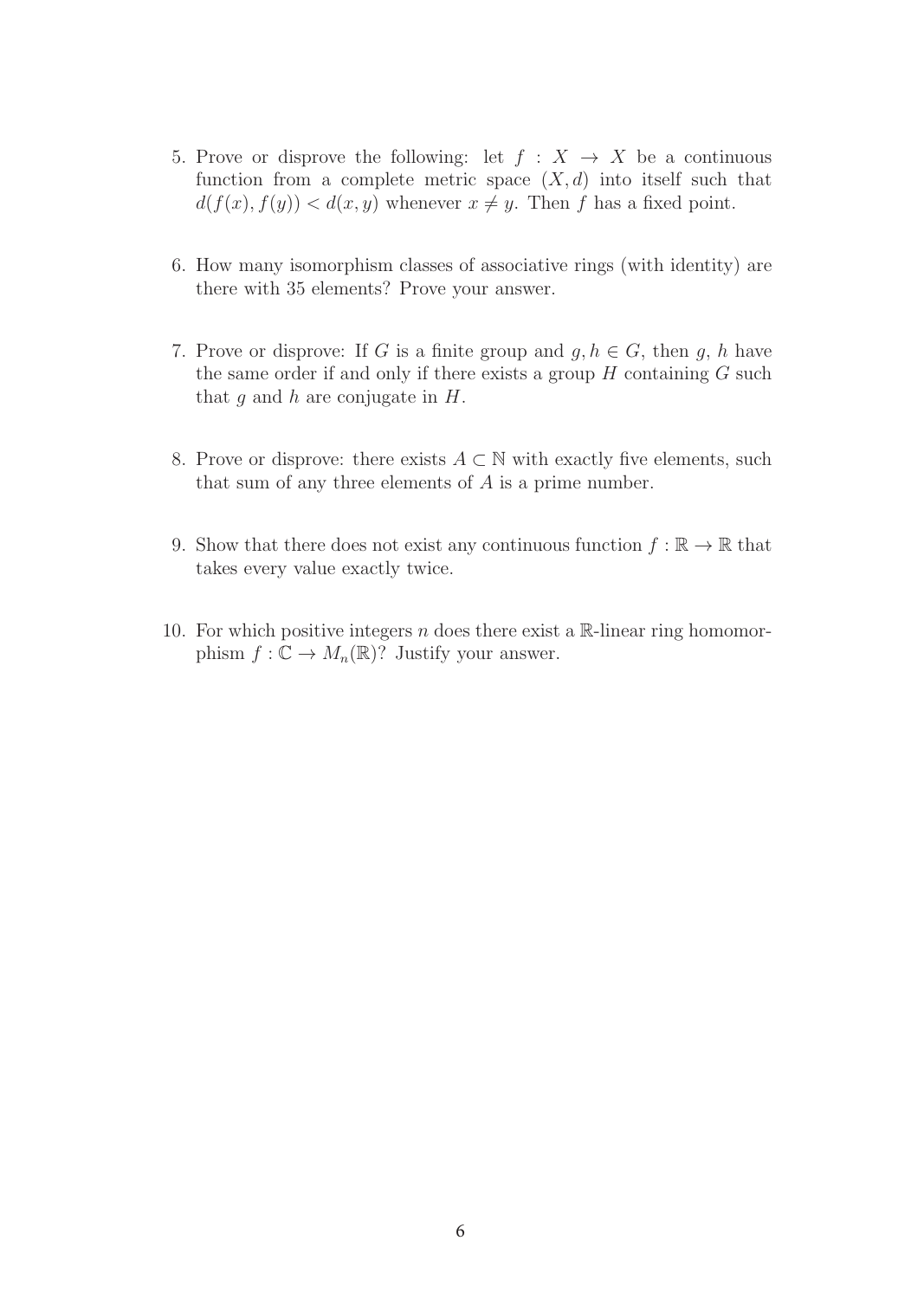5. Prove or disprove the following: let $f : X \to X$ be a continuous function from a complete metric space $(X, d)$ into itself such that $d(f(x), f(y)) < d(x, y)$ whenever $x \neq y$. Then $f$ has a fixed point.

6. How many isomorphism classes of associative rings (with identity) are there with 35 elements? Prove your answer.

7. Prove or disprove: If $G$ is a finite group and $g, h \in G$, then $g$, $h$ have the same order if and only if there exists a group $H$ containing $G$ such that $g$ and $h$ are conjugate in $H$.

8. Prove or disprove: there exists $A \subset \mathbb{N}$ with exactly five elements, such that sum of any three elements of $A$ is a prime number.

9. Show that there does not exist any continuous function $f : \mathbb{R} \to \mathbb{R}$ that takes every value exactly twice.

10. For which positive integers $n$ does there exist a $\mathbb{R}$-linear ring homomorphism $f : \mathbb{C} \to M_n(\mathbb{R})$? Justify your answer.